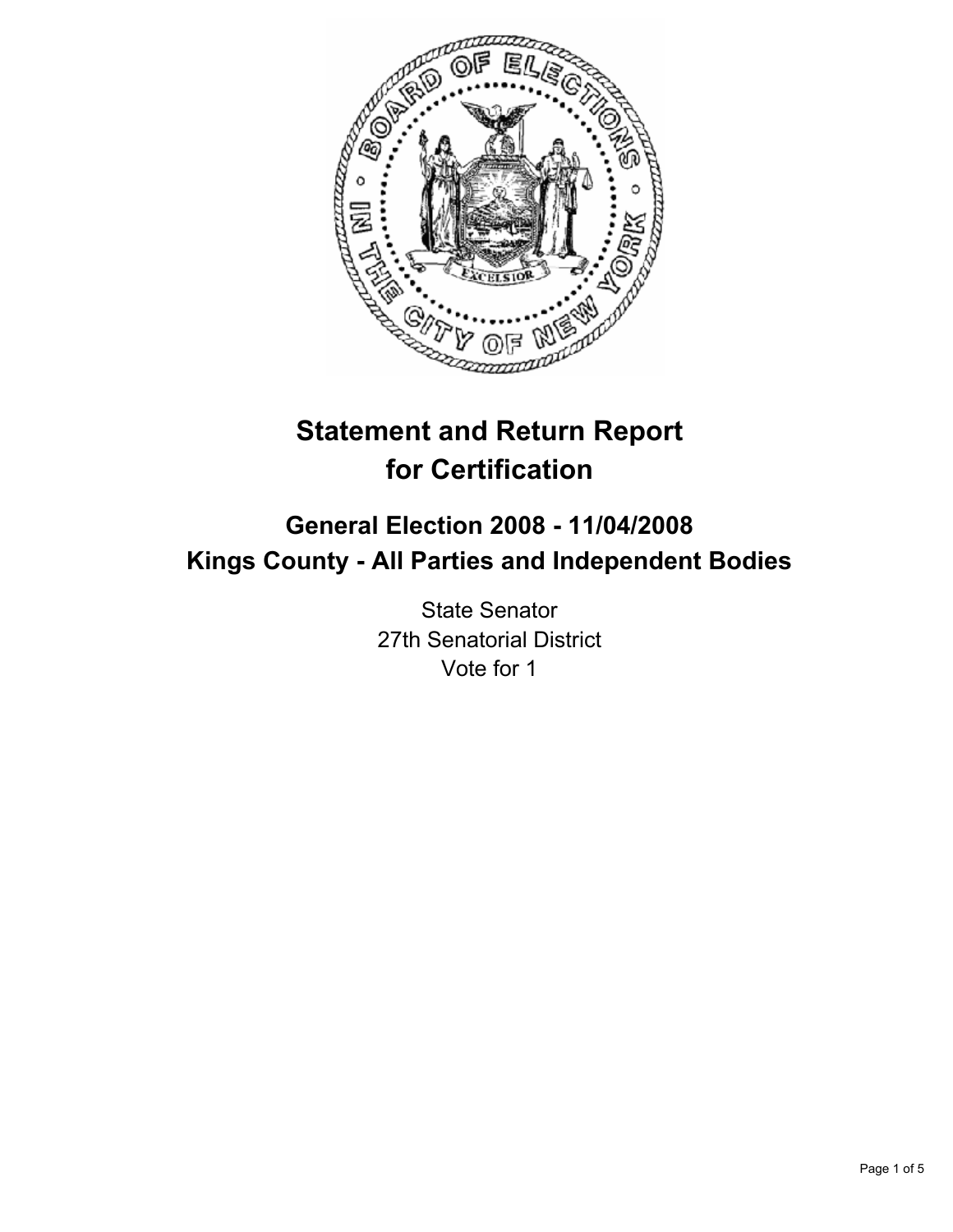# Statement and Return Report for Certification

## General Election 2008 - 11/04/2008
## Kings County - All Parties and Independent Bodies

State Senator
27th Senatorial District
Vote for 1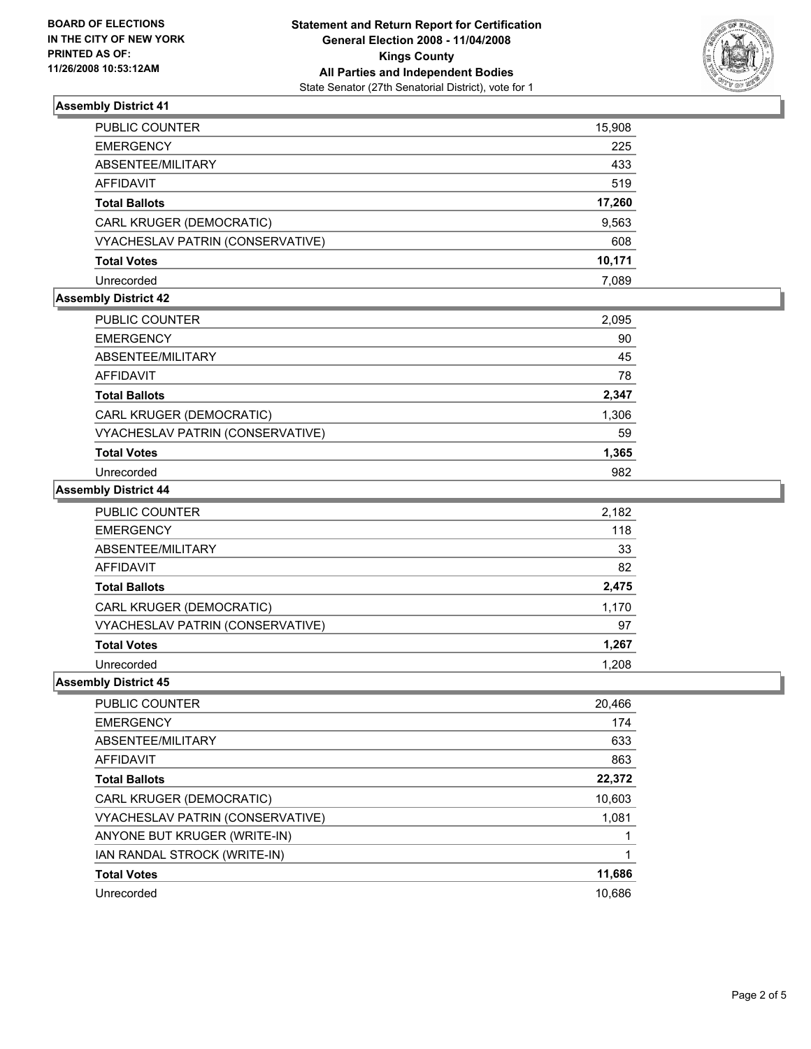**BOARD OF ELECTIONS**
**IN THE CITY OF NEW YORK**
**PRINTED AS OF:**
**11/26/2008 10:53:12AM**

**Statement and Return Report for Certification**
**General Election 2008 - 11/04/2008**
**Kings County**
**All Parties and Independent Bodies**
State Senator (27th Senatorial District), vote for 1

### Assembly District 41

| | |
|---|---:|
| PUBLIC COUNTER | 15,908 |
| EMERGENCY | 225 |
| ABSENTEE/MILITARY | 433 |
| AFFIDAVIT | 519 |
| **Total Ballots** | **17,260** |
| CARL KRUGER (DEMOCRATIC) | 9,563 |
| VYACHESLAV PATRIN (CONSERVATIVE) | 608 |
| **Total Votes** | **10,171** |
| Unrecorded | 7,089 |

### Assembly District 42

| | |
|---|---:|
| PUBLIC COUNTER | 2,095 |
| EMERGENCY | 90 |
| ABSENTEE/MILITARY | 45 |
| AFFIDAVIT | 78 |
| **Total Ballots** | **2,347** |
| CARL KRUGER (DEMOCRATIC) | 1,306 |
| VYACHESLAV PATRIN (CONSERVATIVE) | 59 |
| **Total Votes** | **1,365** |
| Unrecorded | 982 |

### Assembly District 44

| | |
|---|---:|
| PUBLIC COUNTER | 2,182 |
| EMERGENCY | 118 |
| ABSENTEE/MILITARY | 33 |
| AFFIDAVIT | 82 |
| **Total Ballots** | **2,475** |
| CARL KRUGER (DEMOCRATIC) | 1,170 |
| VYACHESLAV PATRIN (CONSERVATIVE) | 97 |
| **Total Votes** | **1,267** |
| Unrecorded | 1,208 |

### Assembly District 45

| | |
|---|---:|
| PUBLIC COUNTER | 20,466 |
| EMERGENCY | 174 |
| ABSENTEE/MILITARY | 633 |
| AFFIDAVIT | 863 |
| **Total Ballots** | **22,372** |
| CARL KRUGER (DEMOCRATIC) | 10,603 |
| VYACHESLAV PATRIN (CONSERVATIVE) | 1,081 |
| ANYONE BUT KRUGER (WRITE-IN) | 1 |
| IAN RANDAL STROCK (WRITE-IN) | 1 |
| **Total Votes** | **11,686** |
| Unrecorded | 10,686 |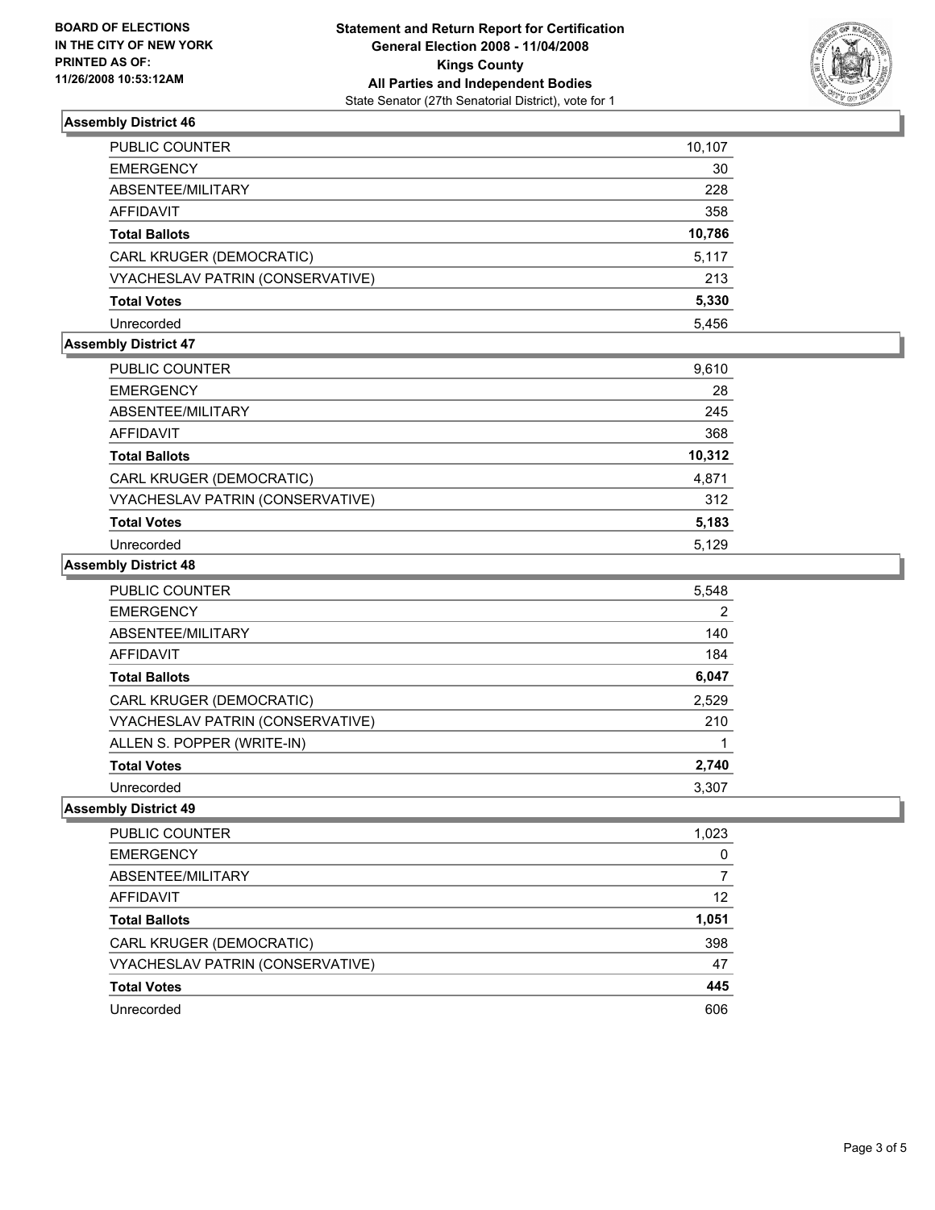**BOARD OF ELECTIONS IN THE CITY OF NEW YORK PRINTED AS OF: 11/26/2008 10:53:12AM**

**Statement and Return Report for Certification**
**General Election 2008 - 11/04/2008**
**Kings County**
**All Parties and Independent Bodies**
State Senator (27th Senatorial District), vote for 1

### Assembly District 46

| | |
|---|---|
| PUBLIC COUNTER | 10,107 |
| EMERGENCY | 30 |
| ABSENTEE/MILITARY | 228 |
| AFFIDAVIT | 358 |
| **Total Ballots** | **10,786** |
| CARL KRUGER (DEMOCRATIC) | 5,117 |
| VYACHESLAV PATRIN (CONSERVATIVE) | 213 |
| **Total Votes** | **5,330** |
| Unrecorded | 5,456 |

### Assembly District 47

| | |
|---|---|
| PUBLIC COUNTER | 9,610 |
| EMERGENCY | 28 |
| ABSENTEE/MILITARY | 245 |
| AFFIDAVIT | 368 |
| **Total Ballots** | **10,312** |
| CARL KRUGER (DEMOCRATIC) | 4,871 |
| VYACHESLAV PATRIN (CONSERVATIVE) | 312 |
| **Total Votes** | **5,183** |
| Unrecorded | 5,129 |

### Assembly District 48

| | |
|---|---|
| PUBLIC COUNTER | 5,548 |
| EMERGENCY | 2 |
| ABSENTEE/MILITARY | 140 |
| AFFIDAVIT | 184 |
| **Total Ballots** | **6,047** |
| CARL KRUGER (DEMOCRATIC) | 2,529 |
| VYACHESLAV PATRIN (CONSERVATIVE) | 210 |
| ALLEN S. POPPER (WRITE-IN) | 1 |
| **Total Votes** | **2,740** |
| Unrecorded | 3,307 |

### Assembly District 49

| | |
|---|---|
| PUBLIC COUNTER | 1,023 |
| EMERGENCY | 0 |
| ABSENTEE/MILITARY | 7 |
| AFFIDAVIT | 12 |
| **Total Ballots** | **1,051** |
| CARL KRUGER (DEMOCRATIC) | 398 |
| VYACHESLAV PATRIN (CONSERVATIVE) | 47 |
| **Total Votes** | **445** |
| Unrecorded | 606 |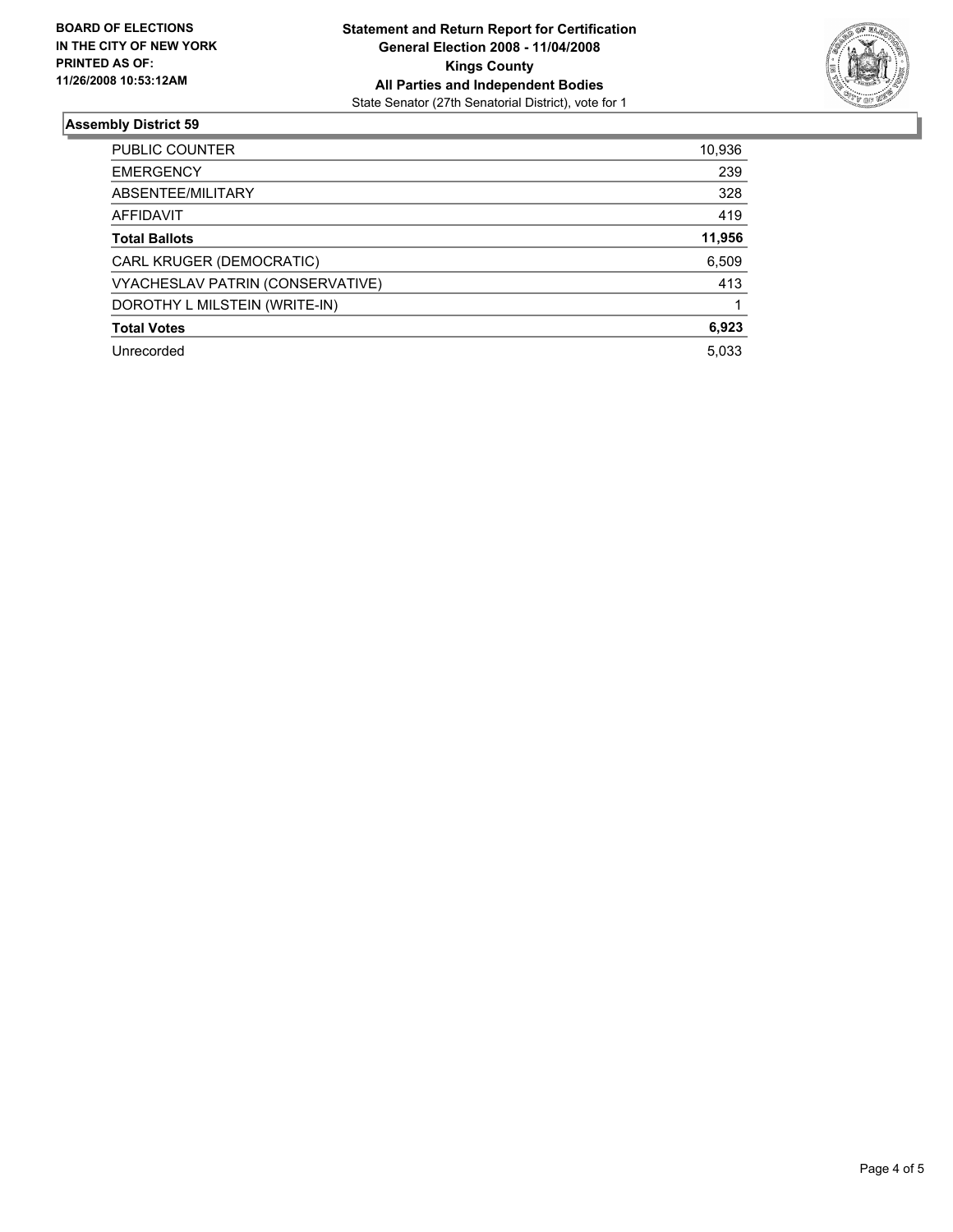**BOARD OF ELECTIONS IN THE CITY OF NEW YORK PRINTED AS OF: 11/26/2008 10:53:12AM**

**Statement and Return Report for Certification**
**General Election 2008 - 11/04/2008**
**Kings County**
**All Parties and Independent Bodies**
State Senator (27th Senatorial District), vote for 1

## Assembly District 59

| | |
|---|---|
| PUBLIC COUNTER | 10,936 |
| EMERGENCY | 239 |
| ABSENTEE/MILITARY | 328 |
| AFFIDAVIT | 419 |
| **Total Ballots** | **11,956** |
| CARL KRUGER (DEMOCRATIC) | 6,509 |
| VYACHESLAV PATRIN (CONSERVATIVE) | 413 |
| DOROTHY L MILSTEIN (WRITE-IN) | 1 |
| **Total Votes** | **6,923** |
| Unrecorded | 5,033 |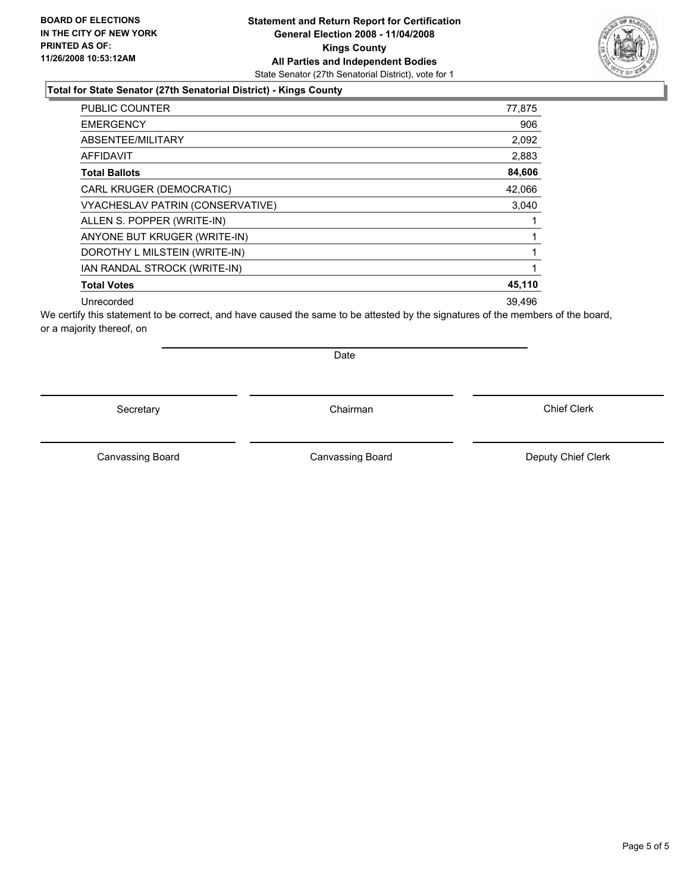**BOARD OF ELECTIONS IN THE CITY OF NEW YORK PRINTED AS OF: 11/26/2008 10:53:12AM**

**Statement and Return Report for Certification**
**General Election 2008 - 11/04/2008**
**Kings County**
**All Parties and Independent Bodies**
State Senator (27th Senatorial District), vote for 1

## Total for State Senator (27th Senatorial District) - Kings County

| | |
|---|---|
| PUBLIC COUNTER | 77,875 |
| EMERGENCY | 906 |
| ABSENTEE/MILITARY | 2,092 |
| AFFIDAVIT | 2,883 |
| **Total Ballots** | **84,606** |
| CARL KRUGER (DEMOCRATIC) | 42,066 |
| VYACHESLAV PATRIN (CONSERVATIVE) | 3,040 |
| ALLEN S. POPPER (WRITE-IN) | 1 |
| ANYONE BUT KRUGER (WRITE-IN) | 1 |
| DOROTHY L MILSTEIN (WRITE-IN) | 1 |
| IAN RANDAL STROCK (WRITE-IN) | 1 |
| **Total Votes** | **45,110** |
| Unrecorded | 39,496 |

We certify this statement to be correct, and have caused the same to be attested by the signatures of the members of the board, or a majority thereof, on

Date

Secretary | Chairman | Chief Clerk

Canvassing Board | Canvassing Board | Deputy Chief Clerk